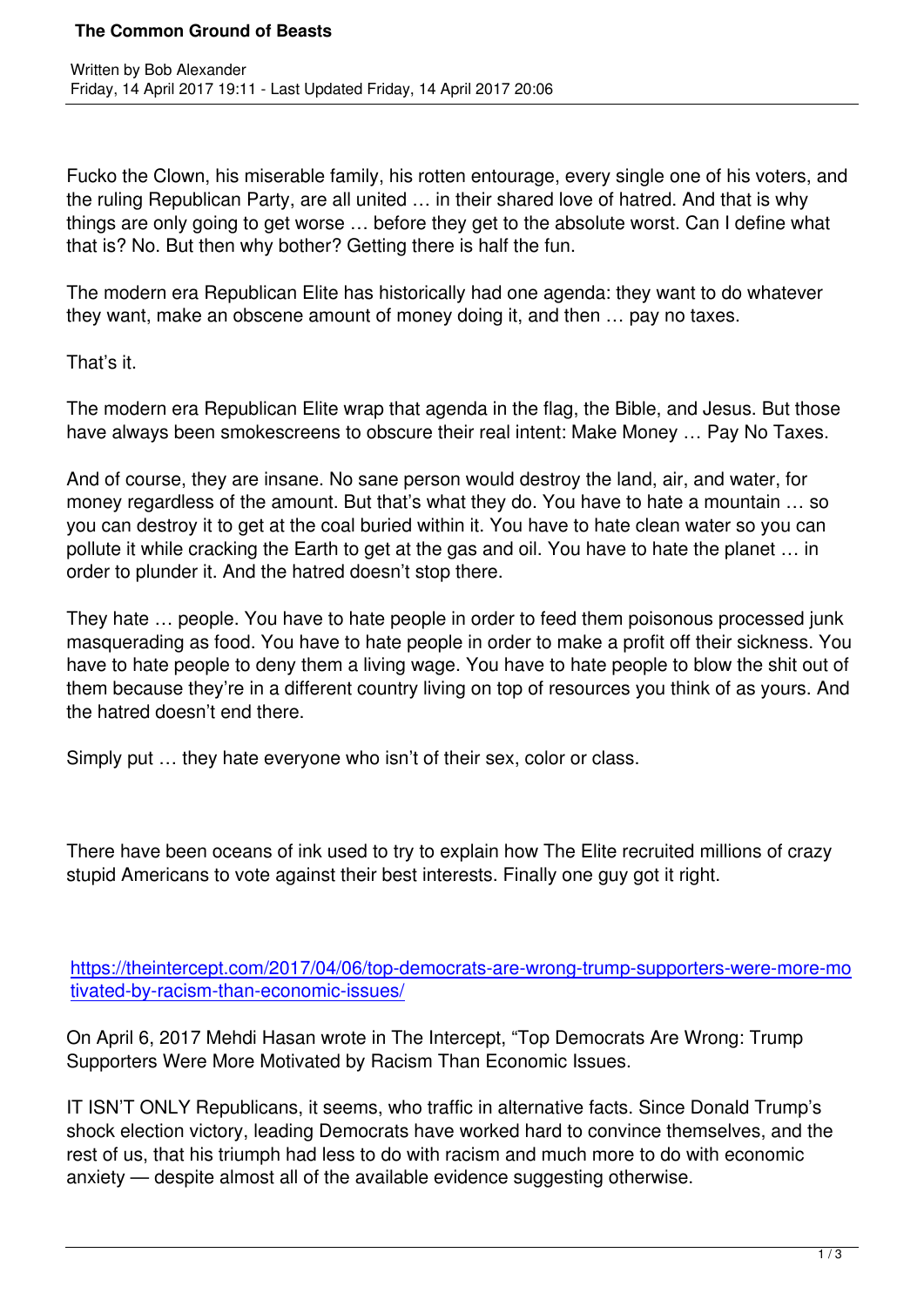# The Common Ground of Beasts

Written by Bob Alexander
Friday, 14 April 2017 19:11 - Last Updated Friday, 14 April 2017 20:06

Fucko the Clown, his miserable family, his rotten entourage, every single one of his voters, and the ruling Republican Party, are all united … in their shared love of hatred. And that is why things are only going to get worse … before they get to the absolute worst. Can I define what that is? No. But then why bother? Getting there is half the fun.

The modern era Republican Elite has historically had one agenda: they want to do whatever they want, make an obscene amount of money doing it, and then … pay no taxes.

That's it.

The modern era Republican Elite wrap that agenda in the flag, the Bible, and Jesus. But those have always been smokescreens to obscure their real intent: Make Money … Pay No Taxes.

And of course, they are insane. No sane person would destroy the land, air, and water, for money regardless of the amount. But that's what they do. You have to hate a mountain … so you can destroy it to get at the coal buried within it. You have to hate clean water so you can pollute it while cracking the Earth to get at the gas and oil. You have to hate the planet … in order to plunder it. And the hatred doesn't stop there.

They hate … people. You have to hate people in order to feed them poisonous processed junk masquerading as food. You have to hate people in order to make a profit off their sickness. You have to hate people to deny them a living wage. You have to hate people to blow the shit out of them because they're in a different country living on top of resources you think of as yours. And the hatred doesn't end there.

Simply put … they hate everyone who isn't of their sex, color or class.

There have been oceans of ink used to try to explain how The Elite recruited millions of crazy stupid Americans to vote against their best interests. Finally one guy got it right.

https://theintercept.com/2017/04/06/top-democrats-are-wrong-trump-supporters-were-more-motivated-by-racism-than-economic-issues/

On April 6, 2017 Mehdi Hasan wrote in The Intercept, "Top Democrats Are Wrong: Trump Supporters Were More Motivated by Racism Than Economic Issues.

IT ISN'T ONLY Republicans, it seems, who traffic in alternative facts. Since Donald Trump's shock election victory, leading Democrats have worked hard to convince themselves, and the rest of us, that his triumph had less to do with racism and much more to do with economic anxiety — despite almost all of the available evidence suggesting otherwise.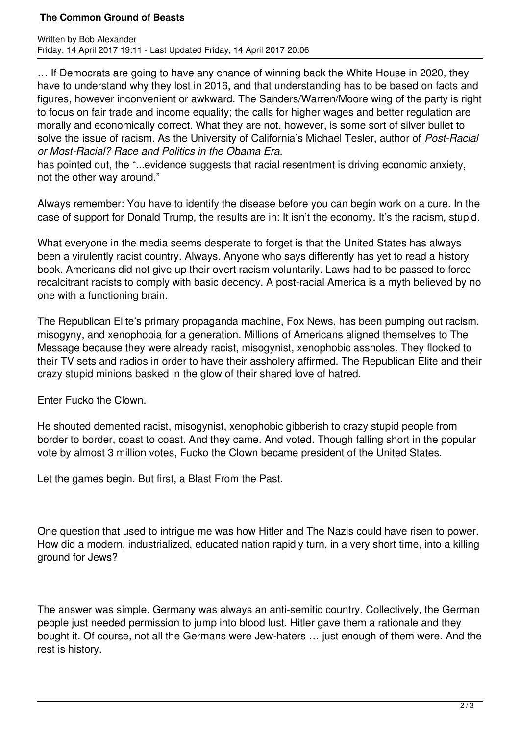… If Democrats are going to have any chance of winning back the White House in 2020, they have to understand why they lost in 2016, and that understanding has to be based on facts and figures, however inconvenient or awkward. The Sanders/Warren/Moore wing of the party is right to focus on fair trade and income equality; the calls for higher wages and better regulation are morally and economically correct. What they are not, however, is some sort of silver bullet to solve the issue of racism. As the University of California's Michael Tesler, author of *Post-Racial or Most-Racial? Race and Politics in the Obama Era,* has pointed out, the "...evidence suggests that racial resentment is driving economic anxiety, not the other way around."

Always remember: You have to identify the disease before you can begin work on a cure. In the case of support for Donald Trump, the results are in: It isn't the economy. It's the racism, stupid.

What everyone in the media seems desperate to forget is that the United States has always been a virulently racist country. Always. Anyone who says differently has yet to read a history book. Americans did not give up their overt racism voluntarily. Laws had to be passed to force recalcitrant racists to comply with basic decency. A post-racial America is a myth believed by no one with a functioning brain.

The Republican Elite's primary propaganda machine, Fox News, has been pumping out racism, misogyny, and xenophobia for a generation. Millions of Americans aligned themselves to The Message because they were already racist, misogynist, xenophobic assholes. They flocked to their TV sets and radios in order to have their assholery affirmed. The Republican Elite and their crazy stupid minions basked in the glow of their shared love of hatred.

Enter Fucko the Clown.

He shouted demented racist, misogynist, xenophobic gibberish to crazy stupid people from border to border, coast to coast. And they came. And voted. Though falling short in the popular vote by almost 3 million votes, Fucko the Clown became president of the United States.

Let the games begin. But first, a Blast From the Past.

One question that used to intrigue me was how Hitler and The Nazis could have risen to power. How did a modern, industrialized, educated nation rapidly turn, in a very short time, into a killing ground for Jews?

The answer was simple. Germany was always an anti-semitic country. Collectively, the German people just needed permission to jump into blood lust. Hitler gave them a rationale and they bought it. Of course, not all the Germans were Jew-haters … just enough of them were. And the rest is history.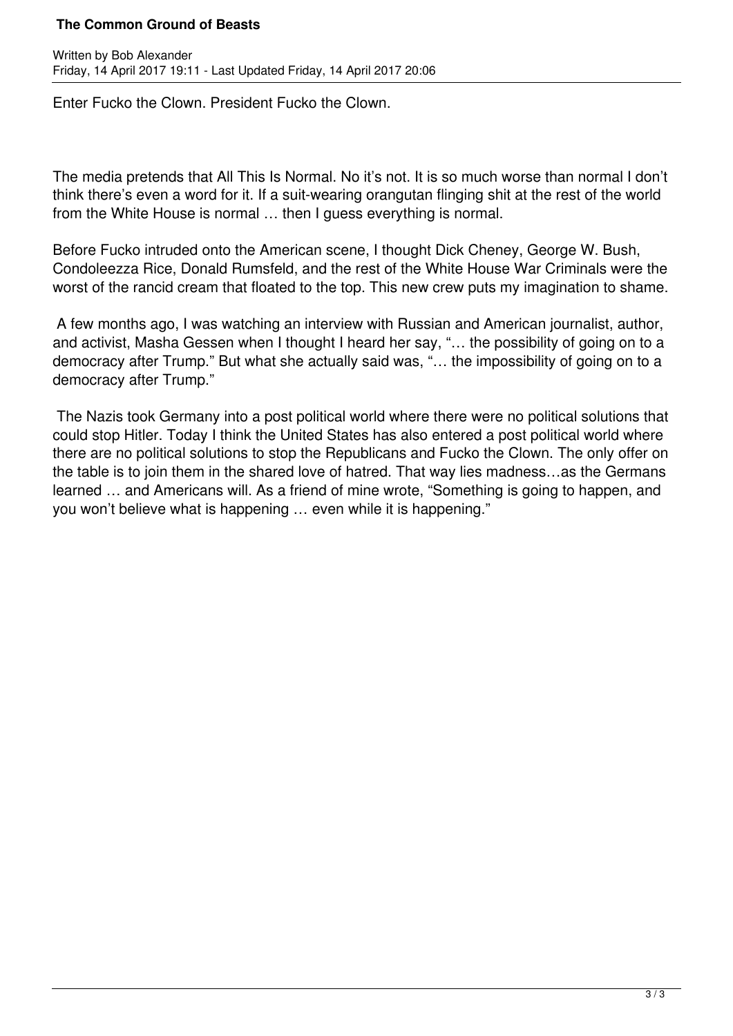Enter Fucko the Clown. President Fucko the Clown.

The media pretends that All This Is Normal. No it's not. It is so much worse than normal I don't think there's even a word for it. If a suit-wearing orangutan flinging shit at the rest of the world from the White House is normal … then I guess everything is normal.

Before Fucko intruded onto the American scene, I thought Dick Cheney, George W. Bush, Condoleezza Rice, Donald Rumsfeld, and the rest of the White House War Criminals were the worst of the rancid cream that floated to the top. This new crew puts my imagination to shame.

A few months ago, I was watching an interview with Russian and American journalist, author, and activist, Masha Gessen when I thought I heard her say, "… the possibility of going on to a democracy after Trump." But what she actually said was, "… the impossibility of going on to a democracy after Trump."

The Nazis took Germany into a post political world where there were no political solutions that could stop Hitler. Today I think the United States has also entered a post political world where there are no political solutions to stop the Republicans and Fucko the Clown. The only offer on the table is to join them in the shared love of hatred. That way lies madness…as the Germans learned … and Americans will. As a friend of mine wrote, "Something is going to happen, and you won't believe what is happening … even while it is happening."